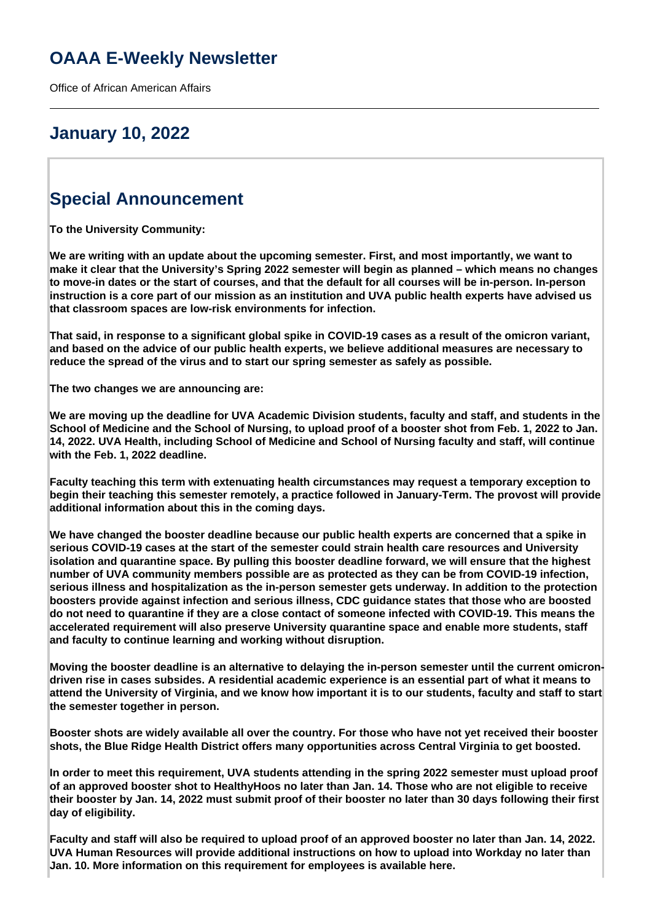# OAAA E-Weekly Newsletter

Office of African American Affairs

---

## January 10, 2022

## Special Announcement

**To the University Community:**

**We are writing with an update about the upcoming semester. First, and most importantly, we want to make it clear that the University's Spring 2022 semester will begin as planned – which means no changes to move-in dates or the start of courses, and that the default for all courses will be in-person. In-person instruction is a core part of our mission as an institution and UVA public health experts have advised us that classroom spaces are low-risk environments for infection.**

**That said, in response to a significant global spike in COVID-19 cases as a result of the omicron variant, and based on the advice of our public health experts, we believe additional measures are necessary to reduce the spread of the virus and to start our spring semester as safely as possible.**

**The two changes we are announcing are:**

**We are moving up the deadline for UVA Academic Division students, faculty and staff, and students in the School of Medicine and the School of Nursing, to upload proof of a booster shot from Feb. 1, 2022 to Jan. 14, 2022. UVA Health, including School of Medicine and School of Nursing faculty and staff, will continue with the Feb. 1, 2022 deadline.**

**Faculty teaching this term with extenuating health circumstances may request a temporary exception to begin their teaching this semester remotely, a practice followed in January-Term. The provost will provide additional information about this in the coming days.**

**We have changed the booster deadline because our public health experts are concerned that a spike in serious COVID-19 cases at the start of the semester could strain health care resources and University isolation and quarantine space. By pulling this booster deadline forward, we will ensure that the highest number of UVA community members possible are as protected as they can be from COVID-19 infection, serious illness and hospitalization as the in-person semester gets underway. In addition to the protection boosters provide against infection and serious illness, CDC guidance states that those who are boosted do not need to quarantine if they are a close contact of someone infected with COVID-19. This means the accelerated requirement will also preserve University quarantine space and enable more students, staff and faculty to continue learning and working without disruption.**

**Moving the booster deadline is an alternative to delaying the in-person semester until the current omicron-driven rise in cases subsides. A residential academic experience is an essential part of what it means to attend the University of Virginia, and we know how important it is to our students, faculty and staff to start the semester together in person.**

**Booster shots are widely available all over the country. For those who have not yet received their booster shots, the Blue Ridge Health District offers many opportunities across Central Virginia to get boosted.**

**In order to meet this requirement, UVA students attending in the spring 2022 semester must upload proof of an approved booster shot to HealthyHoos no later than Jan. 14. Those who are not eligible to receive their booster by Jan. 14, 2022 must submit proof of their booster no later than 30 days following their first day of eligibility.**

**Faculty and staff will also be required to upload proof of an approved booster no later than Jan. 14, 2022. UVA Human Resources will provide additional instructions on how to upload into Workday no later than Jan. 10. More information on this requirement for employees is available here.**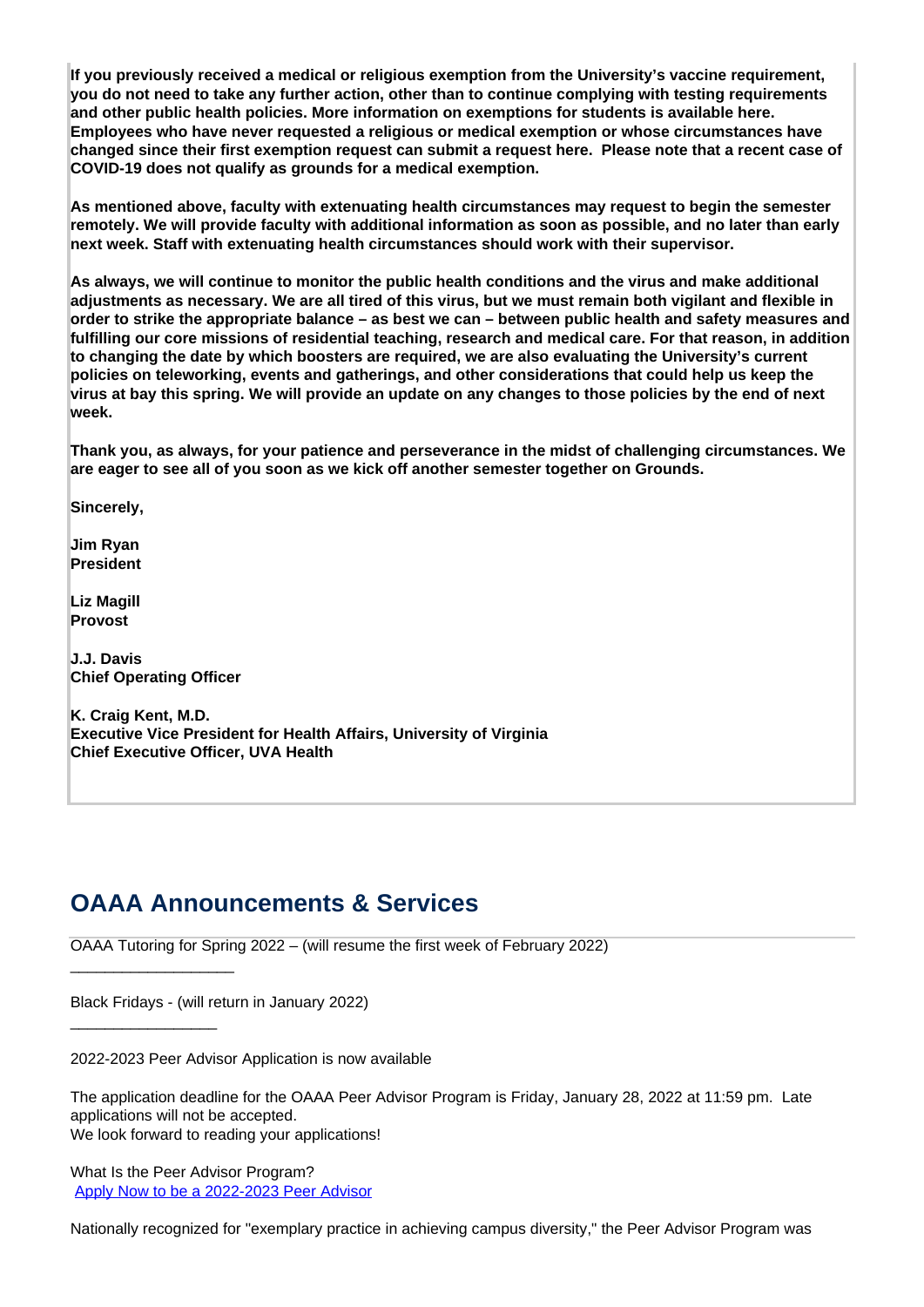**If you previously received a medical or religious exemption from the University's vaccine requirement, you do not need to take any further action, other than to continue complying with testing requirements and other public health policies. More information on exemptions for students is available here. Employees who have never requested a religious or medical exemption or whose circumstances have changed since their first exemption request can submit a request here. Please note that a recent case of COVID-19 does not qualify as grounds for a medical exemption.**

**As mentioned above, faculty with extenuating health circumstances may request to begin the semester remotely. We will provide faculty with additional information as soon as possible, and no later than early next week. Staff with extenuating health circumstances should work with their supervisor.**

**As always, we will continue to monitor the public health conditions and the virus and make additional adjustments as necessary. We are all tired of this virus, but we must remain both vigilant and flexible in order to strike the appropriate balance – as best we can – between public health and safety measures and fulfilling our core missions of residential teaching, research and medical care. For that reason, in addition to changing the date by which boosters are required, we are also evaluating the University's current policies on teleworking, events and gatherings, and other considerations that could help us keep the virus at bay this spring. We will provide an update on any changes to those policies by the end of next week.**

**Thank you, as always, for your patience and perseverance in the midst of challenging circumstances. We are eager to see all of you soon as we kick off another semester together on Grounds.**

**Sincerely,**

**Jim Ryan**
**President**

**Liz Magill**
**Provost**

**J.J. Davis**
**Chief Operating Officer**

**K. Craig Kent, M.D.**
**Executive Vice President for Health Affairs, University of Virginia**
**Chief Executive Officer, UVA Health**

## OAAA Announcements & Services

OAAA Tutoring for Spring 2022 – (will resume the first week of February 2022)

___________________

Black Fridays - (will return in January 2022)

_________________

2022-2023 Peer Advisor Application is now available

The application deadline for the OAAA Peer Advisor Program is Friday, January 28, 2022 at 11:59 pm. Late applications will not be accepted.
We look forward to reading your applications!

What Is the Peer Advisor Program?
[Apply Now to be a 2022-2023 Peer Advisor]

Nationally recognized for "exemplary practice in achieving campus diversity," the Peer Advisor Program was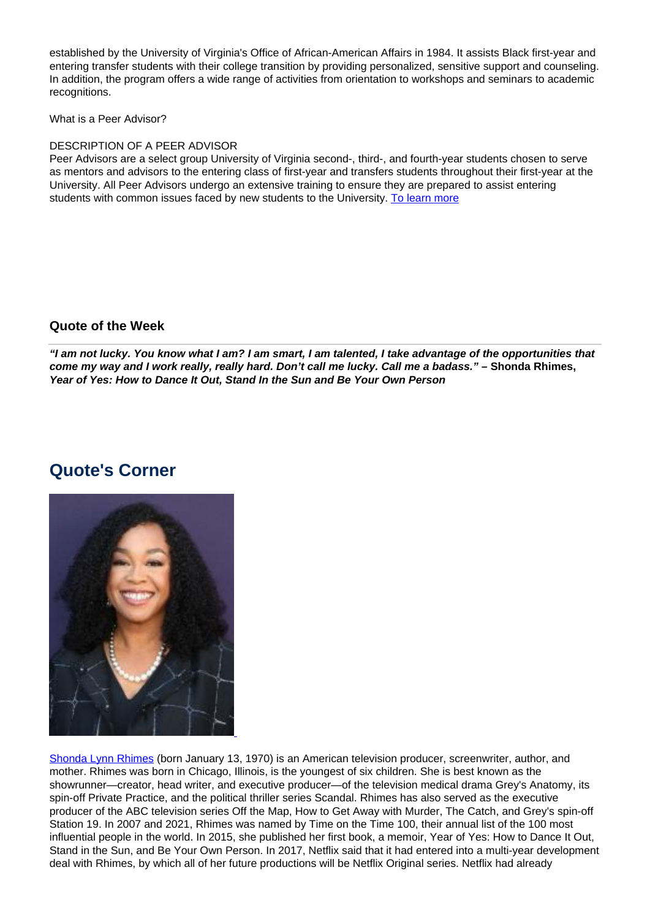established by the University of Virginia's Office of African-American Affairs in 1984. It assists Black first-year and entering transfer students with their college transition by providing personalized, sensitive support and counseling. In addition, the program offers a wide range of activities from orientation to workshops and seminars to academic recognitions.

What is a Peer Advisor?

DESCRIPTION OF A PEER ADVISOR
Peer Advisors are a select group University of Virginia second-, third-, and fourth-year students chosen to serve as mentors and advisors to the entering class of first-year and transfers students throughout their first-year at the University. All Peer Advisors undergo an extensive training to ensure they are prepared to assist entering students with common issues faced by new students to the University. [To learn more]

### Quote of the Week

***"I am not lucky. You know what I am? I am smart, I am talented, I take advantage of the opportunities that come my way and I work really, really hard. Don't call me lucky. Call me a badass."*** **– Shonda Rhimes, *Year of Yes: How to Dance It Out, Stand In the Sun and Be Your Own Person***

## Quote's Corner

[Shonda Lynn Rhimes] (born January 13, 1970) is an American television producer, screenwriter, author, and mother. Rhimes was born in Chicago, Illinois, is the youngest of six children. She is best known as the showrunner—creator, head writer, and executive producer—of the television medical drama Grey's Anatomy, its spin-off Private Practice, and the political thriller series Scandal. Rhimes has also served as the executive producer of the ABC television series Off the Map, How to Get Away with Murder, The Catch, and Grey's spin-off Station 19. In 2007 and 2021, Rhimes was named by Time on the Time 100, their annual list of the 100 most influential people in the world. In 2015, she published her first book, a memoir, Year of Yes: How to Dance It Out, Stand in the Sun, and Be Your Own Person. In 2017, Netflix said that it had entered into a multi-year development deal with Rhimes, by which all of her future productions will be Netflix Original series. Netflix had already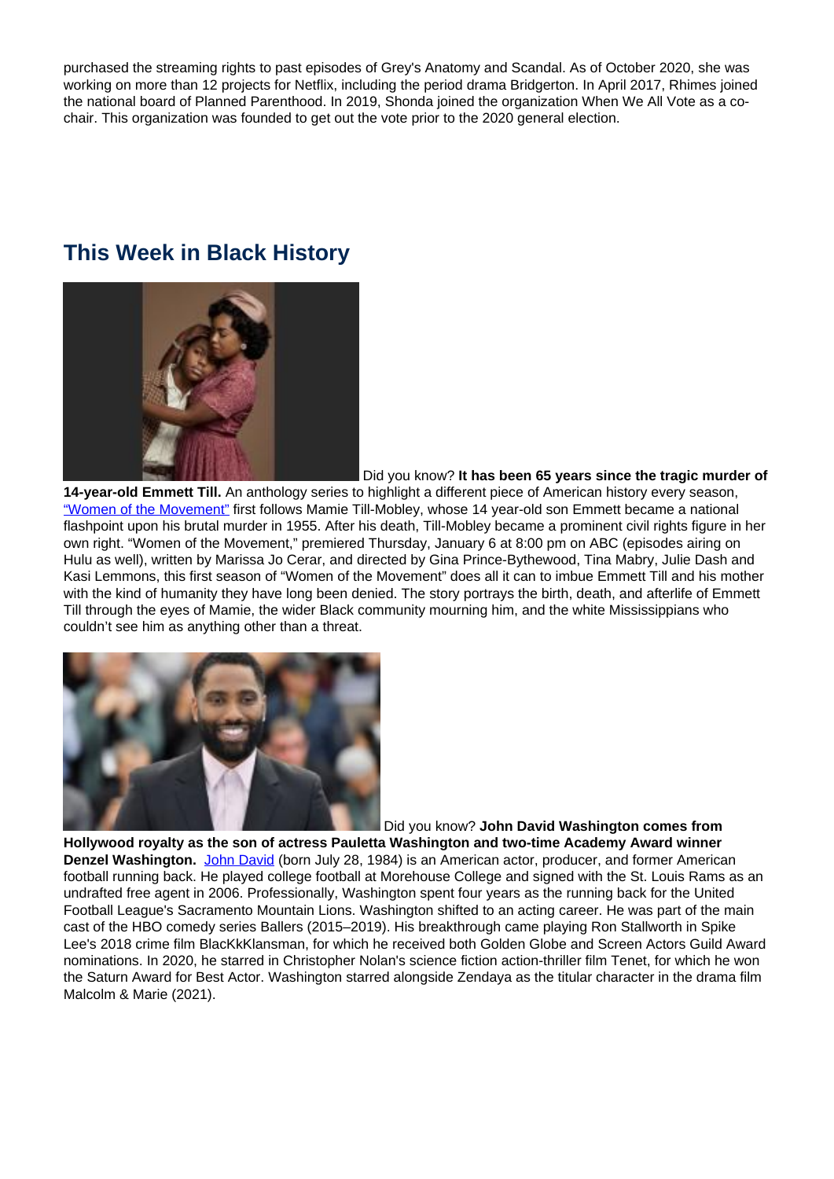purchased the streaming rights to past episodes of Grey's Anatomy and Scandal. As of October 2020, she was working on more than 12 projects for Netflix, including the period drama Bridgerton. In April 2017, Rhimes joined the national board of Planned Parenthood. In 2019, Shonda joined the organization When We All Vote as a co-chair. This organization was founded to get out the vote prior to the 2020 general election.

## This Week in Black History

Did you know? **It has been 65 years since the tragic murder of 14-year-old Emmett Till.** An anthology series to highlight a different piece of American history every season, "Women of the Movement" first follows Mamie Till-Mobley, whose 14 year-old son Emmett became a national flashpoint upon his brutal murder in 1955. After his death, Till-Mobley became a prominent civil rights figure in her own right. "Women of the Movement," premiered Thursday, January 6 at 8:00 pm on ABC (episodes airing on Hulu as well), written by Marissa Jo Cerar, and directed by Gina Prince-Bythewood, Tina Mabry, Julie Dash and Kasi Lemmons, this first season of "Women of the Movement" does all it can to imbue Emmett Till and his mother with the kind of humanity they have long been denied. The story portrays the birth, death, and afterlife of Emmett Till through the eyes of Mamie, the wider Black community mourning him, and the white Mississippians who couldn't see him as anything other than a threat.

Did you know? **John David Washington comes from Hollywood royalty as the son of actress Pauletta Washington and two-time Academy Award winner Denzel Washington.** John David (born July 28, 1984) is an American actor, producer, and former American football running back. He played college football at Morehouse College and signed with the St. Louis Rams as an undrafted free agent in 2006. Professionally, Washington spent four years as the running back for the United Football League's Sacramento Mountain Lions. Washington shifted to an acting career. He was part of the main cast of the HBO comedy series Ballers (2015–2019). His breakthrough came playing Ron Stallworth in Spike Lee's 2018 crime film BlacKkKlansman, for which he received both Golden Globe and Screen Actors Guild Award nominations. In 2020, he starred in Christopher Nolan's science fiction action-thriller film Tenet, for which he won the Saturn Award for Best Actor. Washington starred alongside Zendaya as the titular character in the drama film Malcolm & Marie (2021).